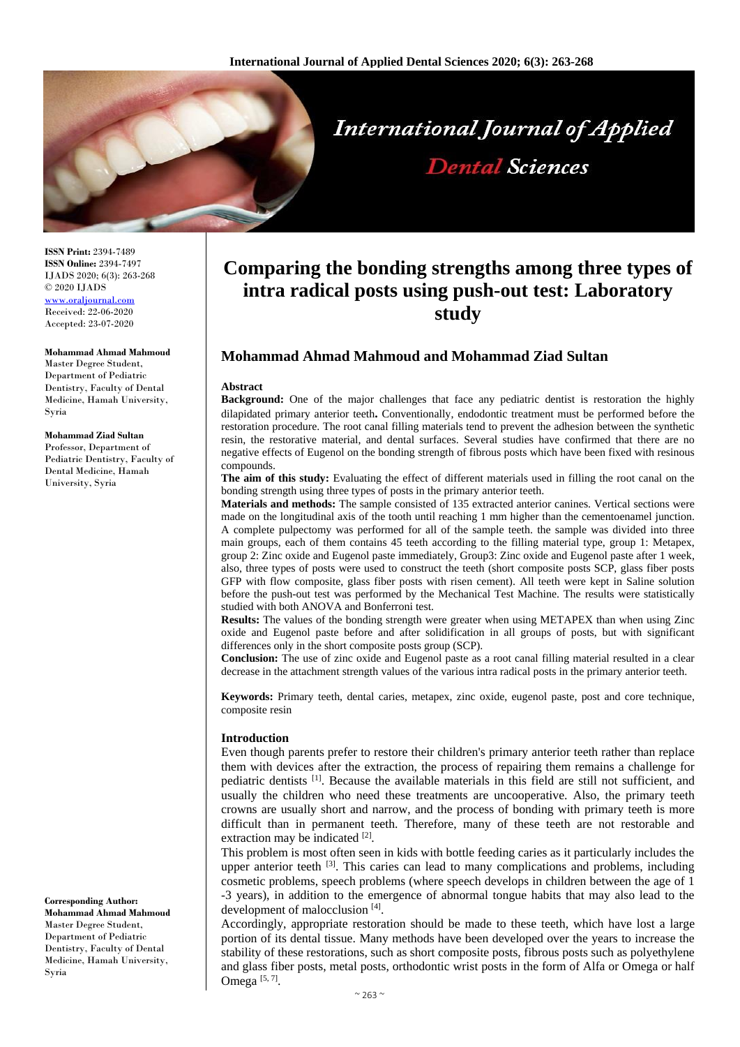# Comparing the bonding strengths among three types of intra radical posts using push-out test: Laboratory study

## Mohammad Ahmad Mahmoud and Mohammad Ziad Sultan

**ISSN Print:** 2394-7489
**ISSN Online:** 2394-7497
IJADS 2020; 6(3): 263-268
© 2020 IJADS
www.oraljournal.com
Received: 22-06-2020
Accepted: 23-07-2020

**Mohammad Ahmad Mahmoud**
Master Degree Student, Department of Pediatric Dentistry, Faculty of Dental Medicine, Hamah University, Syria

**Mohammad Ziad Sultan**
Professor, Department of Pediatric Dentistry, Faculty of Dental Medicine, Hamah University, Syria

**Corresponding Author:**
**Mohammad Ahmad Mahmoud**
Master Degree Student, Department of Pediatric Dentistry, Faculty of Dental Medicine, Hamah University, Syria

### Abstract

**Background:** One of the major challenges that face any pediatric dentist is restoration the highly dilapidated primary anterior teeth**.** Conventionally, endodontic treatment must be performed before the restoration procedure. The root canal filling materials tend to prevent the adhesion between the synthetic resin, the restorative material, and dental surfaces. Several studies have confirmed that there are no negative effects of Eugenol on the bonding strength of fibrous posts which have been fixed with resinous compounds.

**The aim of this study:** Evaluating the effect of different materials used in filling the root canal on the bonding strength using three types of posts in the primary anterior teeth.

**Materials and methods:** The sample consisted of 135 extracted anterior canines. Vertical sections were made on the longitudinal axis of the tooth until reaching 1 mm higher than the cementoenamel junction. A complete pulpectomy was performed for all of the sample teeth. the sample was divided into three main groups, each of them contains 45 teeth according to the filling material type, group 1: Metapex, group 2: Zinc oxide and Eugenol paste immediately, Group3: Zinc oxide and Eugenol paste after 1 week, also, three types of posts were used to construct the teeth (short composite posts SCP, glass fiber posts GFP with flow composite, glass fiber posts with risen cement). All teeth were kept in Saline solution before the push-out test was performed by the Mechanical Test Machine. The results were statistically studied with both ANOVA and Bonferroni test.

**Results:** The values of the bonding strength were greater when using METAPEX than when using Zinc oxide and Eugenol paste before and after solidification in all groups of posts, but with significant differences only in the short composite posts group (SCP).

**Conclusion:** The use of zinc oxide and Eugenol paste as a root canal filling material resulted in a clear decrease in the attachment strength values of the various intra radical posts in the primary anterior teeth.

**Keywords:** Primary teeth, dental caries, metapex, zinc oxide, eugenol paste, post and core technique, composite resin

### Introduction

Even though parents prefer to restore their children's primary anterior teeth rather than replace them with devices after the extraction, the process of repairing them remains a challenge for pediatric dentists [1]. Because the available materials in this field are still not sufficient, and usually the children who need these treatments are uncooperative. Also, the primary teeth crowns are usually short and narrow, and the process of bonding with primary teeth is more difficult than in permanent teeth. Therefore, many of these teeth are not restorable and extraction may be indicated [2].

This problem is most often seen in kids with bottle feeding caries as it particularly includes the upper anterior teeth [3]. This caries can lead to many complications and problems, including cosmetic problems, speech problems (where speech develops in children between the age of 1 -3 years), in addition to the emergence of abnormal tongue habits that may also lead to the development of malocclusion [4].

Accordingly, appropriate restoration should be made to these teeth, which have lost a large portion of its dental tissue. Many methods have been developed over the years to increase the stability of these restorations, such as short composite posts, fibrous posts such as polyethylene and glass fiber posts, metal posts, orthodontic wrist posts in the form of Alfa or Omega or half Omega [5, 7].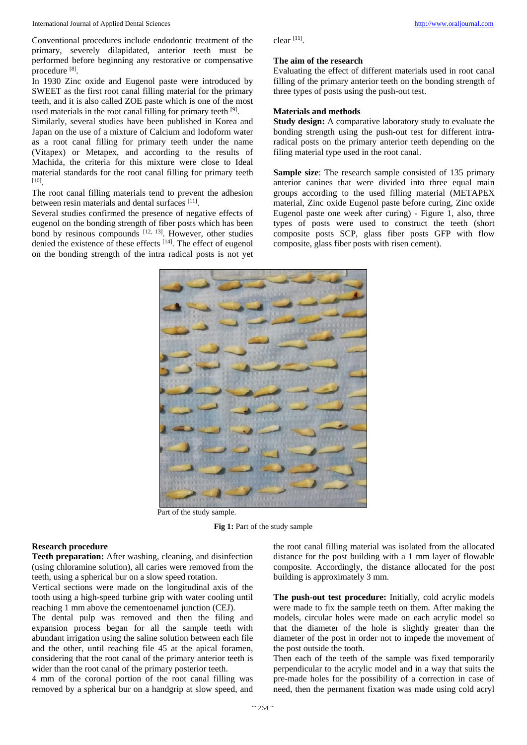Conventional procedures include endodontic treatment of the primary, severely dilapidated, anterior teeth must be performed before beginning any restorative or compensative procedure [8].

In 1930 Zinc oxide and Eugenol paste were introduced by SWEET as the first root canal filling material for the primary teeth, and it is also called ZOE paste which is one of the most used materials in the root canal filling for primary teeth [9].

Similarly, several studies have been published in Korea and Japan on the use of a mixture of Calcium and Iodoform water as a root canal filling for primary teeth under the name (Vitapex) or Metapex, and according to the results of Machida, the criteria for this mixture were close to Ideal material standards for the root canal filling for primary teeth [10].

The root canal filling materials tend to prevent the adhesion between resin materials and dental surfaces [11].

Several studies confirmed the presence of negative effects of eugenol on the bonding strength of fiber posts which has been bond by resinous compounds [12, 13]. However, other studies denied the existence of these effects [14]. The effect of eugenol on the bonding strength of the intra radical posts is not yet clear [11].

## The aim of the research

Evaluating the effect of different materials used in root canal filling of the primary anterior teeth on the bonding strength of three types of posts using the push-out test.

## Materials and methods

**Study design:** A comparative laboratory study to evaluate the bonding strength using the push-out test for different intra-radical posts on the primary anterior teeth depending on the filing material type used in the root canal.

**Sample size**: The research sample consisted of 135 primary anterior canines that were divided into three equal main groups according to the used filling material (METAPEX material, Zinc oxide Eugenol paste before curing, Zinc oxide Eugenol paste one week after curing) - Figure 1, also, three types of posts were used to construct the teeth (short composite posts SCP, glass fiber posts GFP with flow composite, glass fiber posts with risen cement).

Part of the study sample.

**Fig 1:** Part of the study sample

## Research procedure

**Teeth preparation:** After washing, cleaning, and disinfection (using chloramine solution), all caries were removed from the teeth, using a spherical bur on a slow speed rotation.

Vertical sections were made on the longitudinal axis of the tooth using a high-speed turbine grip with water cooling until reaching 1 mm above the cementoenamel junction (CEJ).

The dental pulp was removed and then the filing and expansion process began for all the sample teeth with abundant irrigation using the saline solution between each file and the other, until reaching file 45 at the apical foramen, considering that the root canal of the primary anterior teeth is wider than the root canal of the primary posterior teeth.

4 mm of the coronal portion of the root canal filling was removed by a spherical bur on a handgrip at slow speed, and the root canal filling material was isolated from the allocated distance for the post building with a 1 mm layer of flowable composite. Accordingly, the distance allocated for the post building is approximately 3 mm.

**The push-out test procedure:** Initially, cold acrylic models were made to fix the sample teeth on them. After making the models, circular holes were made on each acrylic model so that the diameter of the hole is slightly greater than the diameter of the post in order not to impede the movement of the post outside the tooth.

Then each of the teeth of the sample was fixed temporarily perpendicular to the acrylic model and in a way that suits the pre-made holes for the possibility of a correction in case of need, then the permanent fixation was made using cold acryl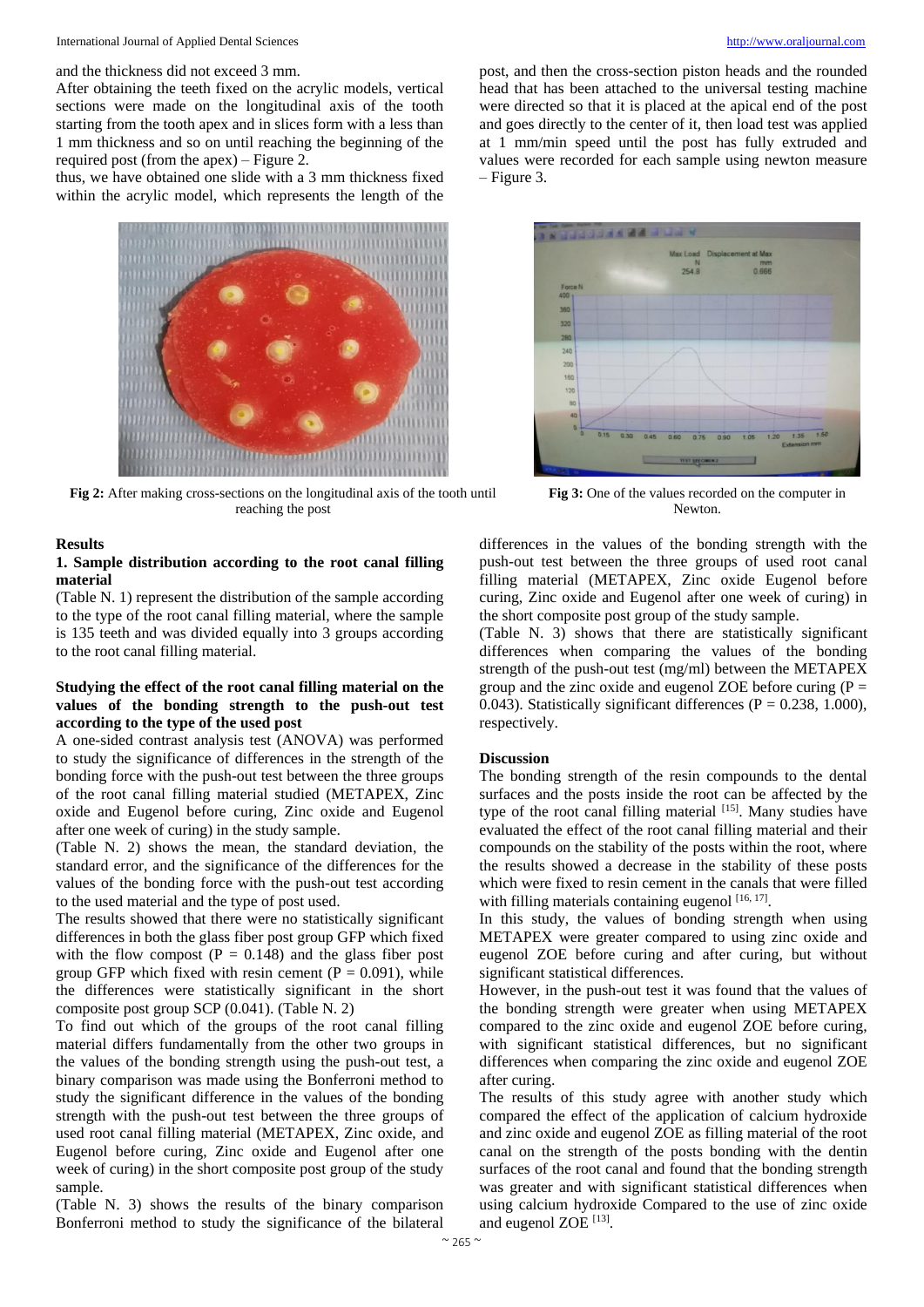and the thickness did not exceed 3 mm.

After obtaining the teeth fixed on the acrylic models, vertical sections were made on the longitudinal axis of the tooth starting from the tooth apex and in slices form with a less than 1 mm thickness and so on until reaching the beginning of the required post (from the apex) – Figure 2.

thus, we have obtained one slide with a 3 mm thickness fixed within the acrylic model, which represents the length of the post, and then the cross-section piston heads and the rounded head that has been attached to the universal testing machine were directed so that it is placed at the apical end of the post and goes directly to the center of it, then load test was applied at 1 mm/min speed until the post has fully extruded and values were recorded for each sample using newton measure – Figure 3.

**Fig 2:** After making cross-sections on the longitudinal axis of the tooth until reaching the post

**Fig 3:** One of the values recorded on the computer in Newton.

## Results

### 1. Sample distribution according to the root canal filling material

(Table N. 1) represent the distribution of the sample according to the type of the root canal filling material, where the sample is 135 teeth and was divided equally into 3 groups according to the root canal filling material.

### Studying the effect of the root canal filling material on the values of the bonding strength to the push-out test according to the type of the used post

A one-sided contrast analysis test (ANOVA) was performed to study the significance of differences in the strength of the bonding force with the push-out test between the three groups of the root canal filling material studied (METAPEX, Zinc oxide and Eugenol before curing, Zinc oxide and Eugenol after one week of curing) in the study sample.

(Table N. 2) shows the mean, the standard deviation, the standard error, and the significance of the differences for the values of the bonding force with the push-out test according to the used material and the type of post used.

The results showed that there were no statistically significant differences in both the glass fiber post group GFP which fixed with the flow compost ($P = 0.148$) and the glass fiber post group GFP which fixed with resin cement ($P = 0.091$), while the differences were statistically significant in the short composite post group SCP (0.041). (Table N. 2)

To find out which of the groups of the root canal filling material differs fundamentally from the other two groups in the values of the bonding strength using the push-out test, a binary comparison was made using the Bonferroni method to study the significant difference in the values of the bonding strength with the push-out test between the three groups of used root canal filling material (METAPEX, Zinc oxide, and Eugenol before curing, Zinc oxide and Eugenol after one week of curing) in the short composite post group of the study sample.

(Table N. 3) shows the results of the binary comparison Bonferroni method to study the significance of the bilateral differences in the values of the bonding strength with the push-out test between the three groups of used root canal filling material (METAPEX, Zinc oxide Eugenol before curing, Zinc oxide and Eugenol after one week of curing) in the short composite post group of the study sample.

(Table N. 3) shows that there are statistically significant differences when comparing the values of the bonding strength of the push-out test (mg/ml) between the METAPEX group and the zinc oxide and eugenol ZOE before curing ($P = 0.043$). Statistically significant differences ($P = 0.238, 1.000$), respectively.

## Discussion

The bonding strength of the resin compounds to the dental surfaces and the posts inside the root can be affected by the type of the root canal filling material [15]. Many studies have evaluated the effect of the root canal filling material and their compounds on the stability of the posts within the root, where the results showed a decrease in the stability of these posts which were fixed to resin cement in the canals that were filled with filling materials containing eugenol [16, 17].

In this study, the values of bonding strength when using METAPEX were greater compared to using zinc oxide and eugenol ZOE before curing and after curing, but without significant statistical differences.

However, in the push-out test it was found that the values of the bonding strength were greater when using METAPEX compared to the zinc oxide and eugenol ZOE before curing, with significant statistical differences, but no significant differences when comparing the zinc oxide and eugenol ZOE after curing.

The results of this study agree with another study which compared the effect of the application of calcium hydroxide and zinc oxide and eugenol ZOE as filling material of the root canal on the strength of the posts bonding with the dentin surfaces of the root canal and found that the bonding strength was greater and with significant statistical differences when using calcium hydroxide Compared to the use of zinc oxide and eugenol ZOE [13].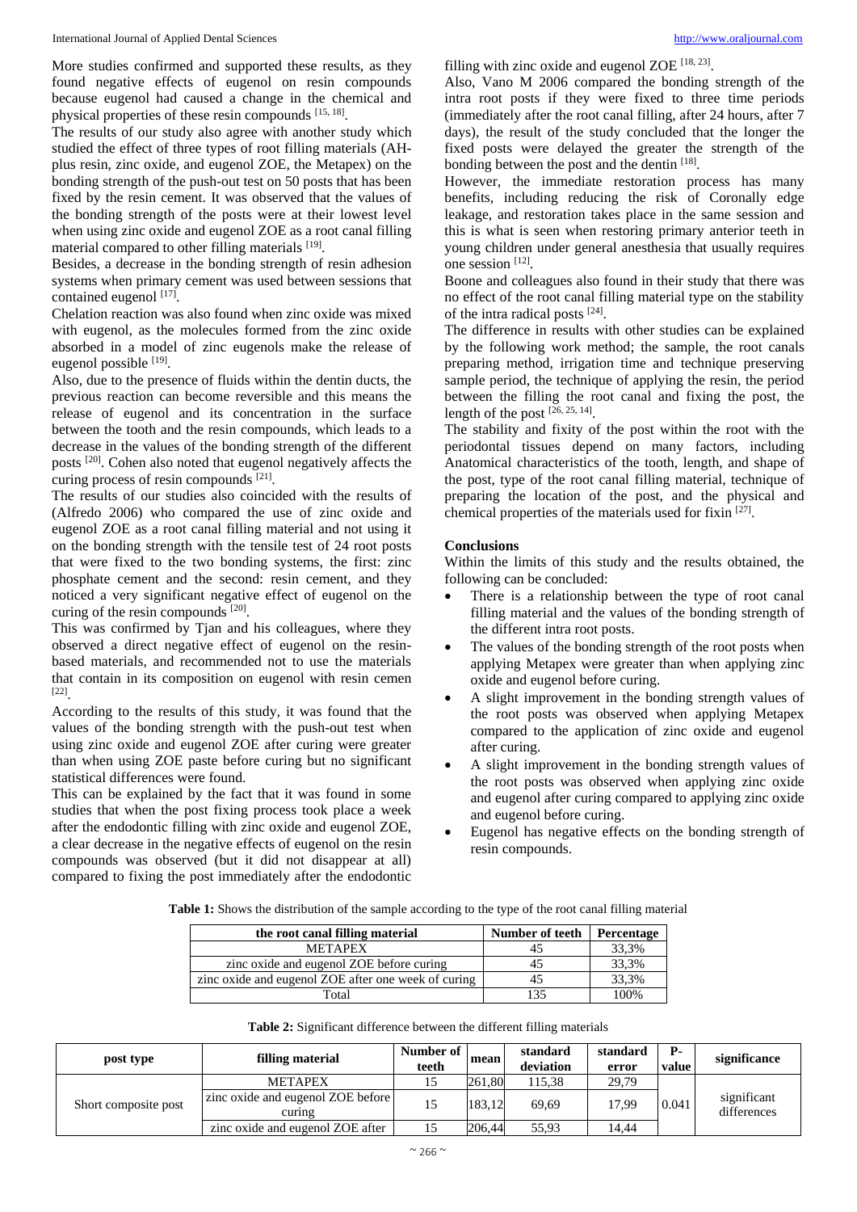More studies confirmed and supported these results, as they found negative effects of eugenol on resin compounds because eugenol had caused a change in the chemical and physical properties of these resin compounds [15, 18].

The results of our study also agree with another study which studied the effect of three types of root filling materials (AH-plus resin, zinc oxide, and eugenol ZOE, the Metapex) on the bonding strength of the push-out test on 50 posts that has been fixed by the resin cement. It was observed that the values of the bonding strength of the posts were at their lowest level when using zinc oxide and eugenol ZOE as a root canal filling material compared to other filling materials [19].

Besides, a decrease in the bonding strength of resin adhesion systems when primary cement was used between sessions that contained eugenol [17].

Chelation reaction was also found when zinc oxide was mixed with eugenol, as the molecules formed from the zinc oxide absorbed in a model of zinc eugenols make the release of eugenol possible [19].

Also, due to the presence of fluids within the dentin ducts, the previous reaction can become reversible and this means the release of eugenol and its concentration in the surface between the tooth and the resin compounds, which leads to a decrease in the values of the bonding strength of the different posts [20]. Cohen also noted that eugenol negatively affects the curing process of resin compounds [21].

The results of our studies also coincided with the results of (Alfredo 2006) who compared the use of zinc oxide and eugenol ZOE as a root canal filling material and not using it on the bonding strength with the tensile test of 24 root posts that were fixed to the two bonding systems, the first: zinc phosphate cement and the second: resin cement, and they noticed a very significant negative effect of eugenol on the curing of the resin compounds [20].

This was confirmed by Tjan and his colleagues, where they observed a direct negative effect of eugenol on the resin-based materials, and recommended not to use the materials that contain in its composition on eugenol with resin cemen [22].

According to the results of this study, it was found that the values of the bonding strength with the push-out test when using zinc oxide and eugenol ZOE after curing were greater than when using ZOE paste before curing but no significant statistical differences were found.

This can be explained by the fact that it was found in some studies that when the post fixing process took place a week after the endodontic filling with zinc oxide and eugenol ZOE, a clear decrease in the negative effects of eugenol on the resin compounds was observed (but it did not disappear at all) compared to fixing the post immediately after the endodontic filling with zinc oxide and eugenol ZOE [18, 23].

Also, Vano M 2006 compared the bonding strength of the intra root posts if they were fixed to three time periods (immediately after the root canal filling, after 24 hours, after 7 days), the result of the study concluded that the longer the fixed posts were delayed the greater the strength of the bonding between the post and the dentin [18].

However, the immediate restoration process has many benefits, including reducing the risk of Coronally edge leakage, and restoration takes place in the same session and this is what is seen when restoring primary anterior teeth in young children under general anesthesia that usually requires one session [12].

Boone and colleagues also found in their study that there was no effect of the root canal filling material type on the stability of the intra radical posts [24].

The difference in results with other studies can be explained by the following work method; the sample, the root canals preparing method, irrigation time and technique preserving sample period, the technique of applying the resin, the period between the filling the root canal and fixing the post, the length of the post [26, 25, 14].

The stability and fixity of the post within the root with the periodontal tissues depend on many factors, including Anatomical characteristics of the tooth, length, and shape of the post, type of the root canal filling material, technique of preparing the location of the post, and the physical and chemical properties of the materials used for fixin [27].

## Conclusions

Within the limits of this study and the results obtained, the following can be concluded:

- There is a relationship between the type of root canal filling material and the values of the bonding strength of the different intra root posts.
- The values of the bonding strength of the root posts when applying Metapex were greater than when applying zinc oxide and eugenol before curing.
- A slight improvement in the bonding strength values of the root posts was observed when applying Metapex compared to the application of zinc oxide and eugenol after curing.
- A slight improvement in the bonding strength values of the root posts was observed when applying zinc oxide and eugenol after curing compared to applying zinc oxide and eugenol before curing.
- Eugenol has negative effects on the bonding strength of resin compounds.

**Table 1:** Shows the distribution of the sample according to the type of the root canal filling material

| the root canal filling material | Number of teeth | Percentage |
|---|---|---|
| METAPEX | 45 | 33,3% |
| zinc oxide and eugenol ZOE before curing | 45 | 33,3% |
| zinc oxide and eugenol ZOE after one week of curing | 45 | 33,3% |
| Total | 135 | 100% |

**Table 2:** Significant difference between the different filling materials

| post type | filling material | Number of teeth | mean | standard deviation | standard error | P-value | significance |
|---|---|---|---|---|---|---|---|
| Short composite post | METAPEX | 15 | 261,80 | 115,38 | 29,79 | 0.041 | significant differences |
| | zinc oxide and eugenol ZOE before curing | 15 | 183,12 | 69,69 | 17,99 | | |
| | zinc oxide and eugenol ZOE after | 15 | 206,44 | 55,93 | 14,44 | | |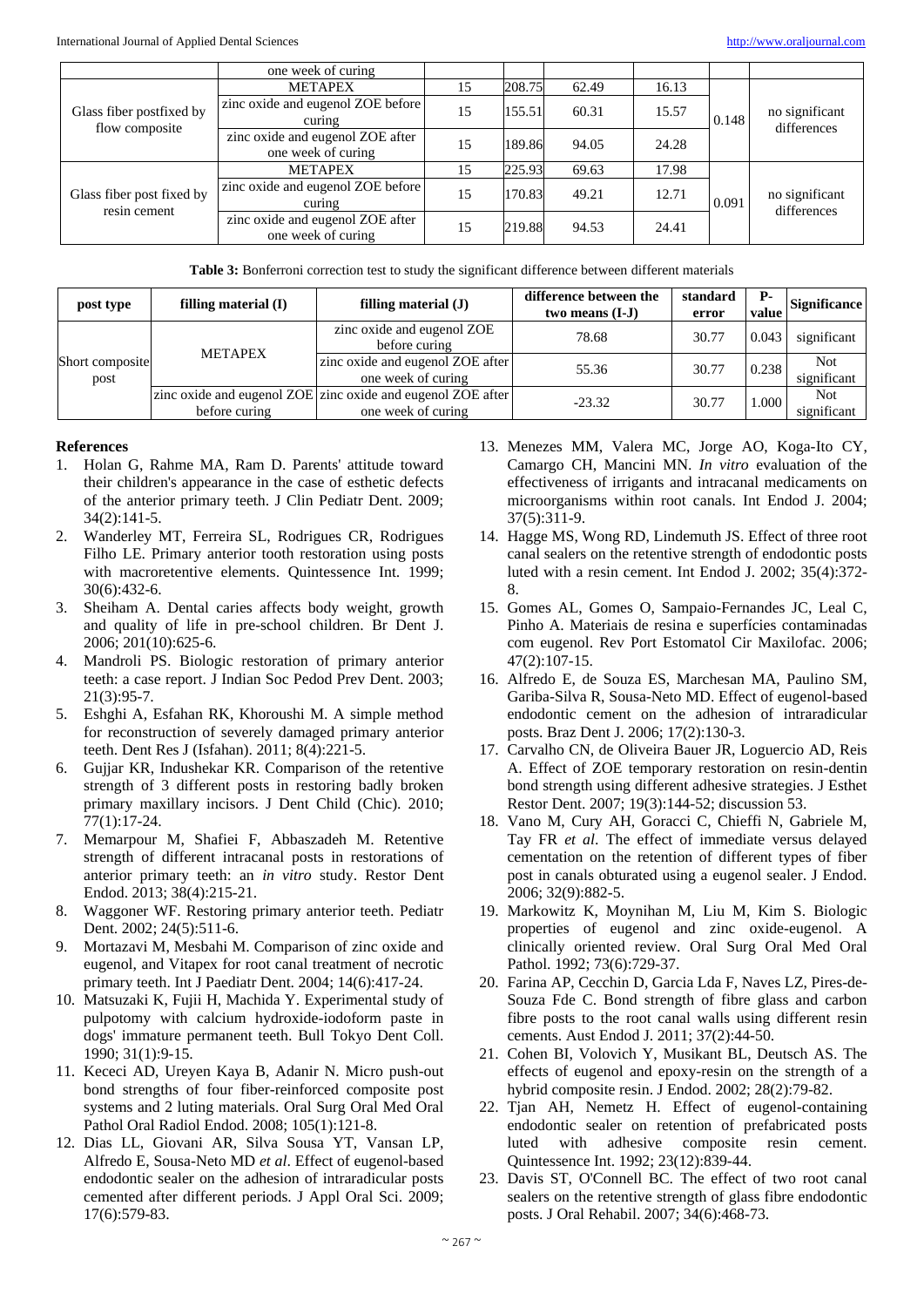| | one week of curing | | | | | | |
|---|---|---|---|---|---|---|---|
| Glass fiber postfixed by flow composite | METAPEX | 15 | 208.75 | 62.49 | 16.13 | 0.148 | no significant differences |
| | zinc oxide and eugenol ZOE before curing | 15 | 155.51 | 60.31 | 15.57 | | |
| | zinc oxide and eugenol ZOE after one week of curing | 15 | 189.86 | 94.05 | 24.28 | | |
| Glass fiber post fixed by resin cement | METAPEX | 15 | 225.93 | 69.63 | 17.98 | 0.091 | no significant differences |
| | zinc oxide and eugenol ZOE before curing | 15 | 170.83 | 49.21 | 12.71 | | |
| | zinc oxide and eugenol ZOE after one week of curing | 15 | 219.88 | 94.53 | 24.41 | | |

**Table 3:** Bonferroni correction test to study the significant difference between different materials

| post type | filling material (I) | filling material (J) | difference between the two means (I-J) | standard error | P-value | Significance |
|---|---|---|---|---|---|---|
| Short composite post | METAPEX | zinc oxide and eugenol ZOE before curing | 78.68 | 30.77 | 0.043 | significant |
| | | zinc oxide and eugenol ZOE after one week of curing | 55.36 | 30.77 | 0.238 | Not significant |
| | zinc oxide and eugenol ZOE before curing | zinc oxide and eugenol ZOE after one week of curing | -23.32 | 30.77 | 1.000 | Not significant |

## References

1. Holan G, Rahme MA, Ram D. Parents' attitude toward their children's appearance in the case of esthetic defects of the anterior primary teeth. J Clin Pediatr Dent. 2009; 34(2):141-5.
2. Wanderley MT, Ferreira SL, Rodrigues CR, Rodrigues Filho LE. Primary anterior tooth restoration using posts with macroretentive elements. Quintessence Int. 1999; 30(6):432-6.
3. Sheiham A. Dental caries affects body weight, growth and quality of life in pre-school children. Br Dent J. 2006; 201(10):625-6.
4. Mandroli PS. Biologic restoration of primary anterior teeth: a case report. J Indian Soc Pedod Prev Dent. 2003; 21(3):95-7.
5. Eshghi A, Esfahan RK, Khoroushi M. A simple method for reconstruction of severely damaged primary anterior teeth. Dent Res J (Isfahan). 2011; 8(4):221-5.
6. Gujjar KR, Indushekar KR. Comparison of the retentive strength of 3 different posts in restoring badly broken primary maxillary incisors. J Dent Child (Chic). 2010; 77(1):17-24.
7. Memarpour M, Shafiei F, Abbaszadeh M. Retentive strength of different intracanal posts in restorations of anterior primary teeth: an *in vitro* study. Restor Dent Endod. 2013; 38(4):215-21.
8. Waggoner WF. Restoring primary anterior teeth. Pediatr Dent. 2002; 24(5):511-6.
9. Mortazavi M, Mesbahi M. Comparison of zinc oxide and eugenol, and Vitapex for root canal treatment of necrotic primary teeth. Int J Paediatr Dent. 2004; 14(6):417-24.
10. Matsuzaki K, Fujii H, Machida Y. Experimental study of pulpotomy with calcium hydroxide-iodoform paste in dogs' immature permanent teeth. Bull Tokyo Dent Coll. 1990; 31(1):9-15.
11. Kececi AD, Ureyen Kaya B, Adanir N. Micro push-out bond strengths of four fiber-reinforced composite post systems and 2 luting materials. Oral Surg Oral Med Oral Pathol Oral Radiol Endod. 2008; 105(1):121-8.
12. Dias LL, Giovani AR, Silva Sousa YT, Vansan LP, Alfredo E, Sousa-Neto MD *et al*. Effect of eugenol-based endodontic sealer on the adhesion of intraradicular posts cemented after different periods. J Appl Oral Sci. 2009; 17(6):579-83.
13. Menezes MM, Valera MC, Jorge AO, Koga-Ito CY, Camargo CH, Mancini MN. *In vitro* evaluation of the effectiveness of irrigants and intracanal medicaments on microorganisms within root canals. Int Endod J. 2004; 37(5):311-9.
14. Hagge MS, Wong RD, Lindemuth JS. Effect of three root canal sealers on the retentive strength of endodontic posts luted with a resin cement. Int Endod J. 2002; 35(4):372-8.
15. Gomes AL, Gomes O, Sampaio-Fernandes JC, Leal C, Pinho A. Materiais de resina e superfícies contaminadas com eugenol. Rev Port Estomatol Cir Maxilofac. 2006; 47(2):107-15.
16. Alfredo E, de Souza ES, Marchesan MA, Paulino SM, Gariba-Silva R, Sousa-Neto MD. Effect of eugenol-based endodontic cement on the adhesion of intraradicular posts. Braz Dent J. 2006; 17(2):130-3.
17. Carvalho CN, de Oliveira Bauer JR, Loguercio AD, Reis A. Effect of ZOE temporary restoration on resin-dentin bond strength using different adhesive strategies. J Esthet Restor Dent. 2007; 19(3):144-52; discussion 53.
18. Vano M, Cury AH, Goracci C, Chieffi N, Gabriele M, Tay FR *et al*. The effect of immediate versus delayed cementation on the retention of different types of fiber post in canals obturated using a eugenol sealer. J Endod. 2006; 32(9):882-5.
19. Markowitz K, Moynihan M, Liu M, Kim S. Biologic properties of eugenol and zinc oxide-eugenol. A clinically oriented review. Oral Surg Oral Med Oral Pathol. 1992; 73(6):729-37.
20. Farina AP, Cecchin D, Garcia Lda F, Naves LZ, Pires-de-Souza Fde C. Bond strength of fibre glass and carbon fibre posts to the root canal walls using different resin cements. Aust Endod J. 2011; 37(2):44-50.
21. Cohen BI, Volovich Y, Musikant BL, Deutsch AS. The effects of eugenol and epoxy-resin on the strength of a hybrid composite resin. J Endod. 2002; 28(2):79-82.
22. Tjan AH, Nemetz H. Effect of eugenol-containing endodontic sealer on retention of prefabricated posts luted with adhesive composite resin cement. Quintessence Int. 1992; 23(12):839-44.
23. Davis ST, O'Connell BC. The effect of two root canal sealers on the retentive strength of glass fibre endodontic posts. J Oral Rehabil. 2007; 34(6):468-73.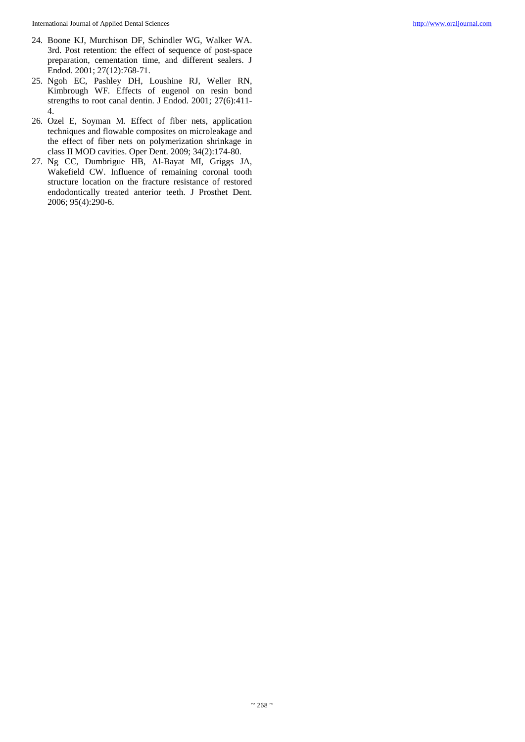24. Boone KJ, Murchison DF, Schindler WG, Walker WA. 3rd. Post retention: the effect of sequence of post-space preparation, cementation time, and different sealers. J Endod. 2001; 27(12):768-71.
25. Ngoh EC, Pashley DH, Loushine RJ, Weller RN, Kimbrough WF. Effects of eugenol on resin bond strengths to root canal dentin. J Endod. 2001; 27(6):411-4.
26. Ozel E, Soyman M. Effect of fiber nets, application techniques and flowable composites on microleakage and the effect of fiber nets on polymerization shrinkage in class II MOD cavities. Oper Dent. 2009; 34(2):174-80.
27. Ng CC, Dumbrigue HB, Al-Bayat MI, Griggs JA, Wakefield CW. Influence of remaining coronal tooth structure location on the fracture resistance of restored endodontically treated anterior teeth. J Prosthet Dent. 2006; 95(4):290-6.